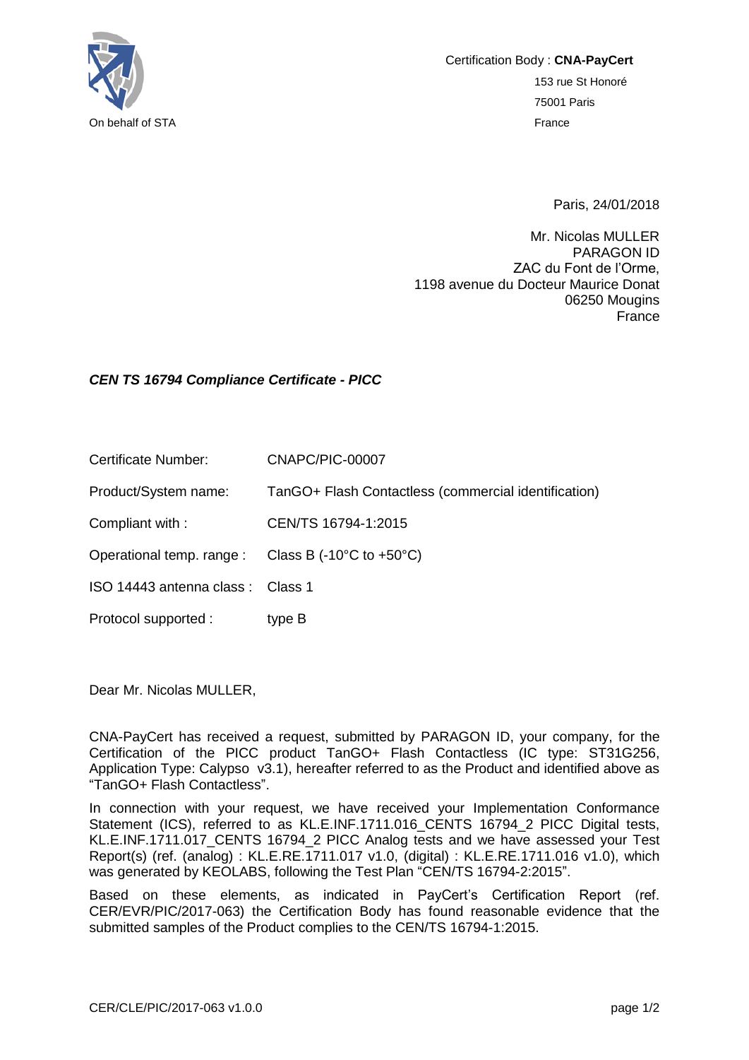On behalf of STA

Certification Body : **CNA-PayCert**
153 rue St Honoré
75001 Paris
France

Paris, 24/01/2018

Mr. Nicolas MULLER
PARAGON ID
ZAC du Font de l'Orme,
1198 avenue du Docteur Maurice Donat
06250 Mougins
France

***CEN TS 16794 Compliance Certificate - PICC***

| | |
|---|---|
| Certificate Number: | CNAPC/PIC-00007 |
| Product/System name: | TanGO+ Flash Contactless (commercial identification) |
| Compliant with : | CEN/TS 16794-1:2015 |
| Operational temp. range : | Class B (-10°C to +50°C) |
| ISO 14443 antenna class : | Class 1 |
| Protocol supported : | type B |

Dear Mr. Nicolas MULLER,

CNA-PayCert has received a request, submitted by PARAGON ID, your company, for the Certification of the PICC product TanGO+ Flash Contactless (IC type: ST31G256, Application Type: Calypso v3.1), hereafter referred to as the Product and identified above as "TanGO+ Flash Contactless".

In connection with your request, we have received your Implementation Conformance Statement (ICS), referred to as KL.E.INF.1711.016_CENTS 16794_2 PICC Digital tests, KL.E.INF.1711.017_CENTS 16794_2 PICC Analog tests and we have assessed your Test Report(s) (ref. (analog) : KL.E.RE.1711.017 v1.0, (digital) : KL.E.RE.1711.016 v1.0), which was generated by KEOLABS, following the Test Plan "CEN/TS 16794-2:2015".

Based on these elements, as indicated in PayCert's Certification Report (ref. CER/EVR/PIC/2017-063) the Certification Body has found reasonable evidence that the submitted samples of the Product complies to the CEN/TS 16794-1:2015.

CER/CLE/PIC/2017-063 v1.0.0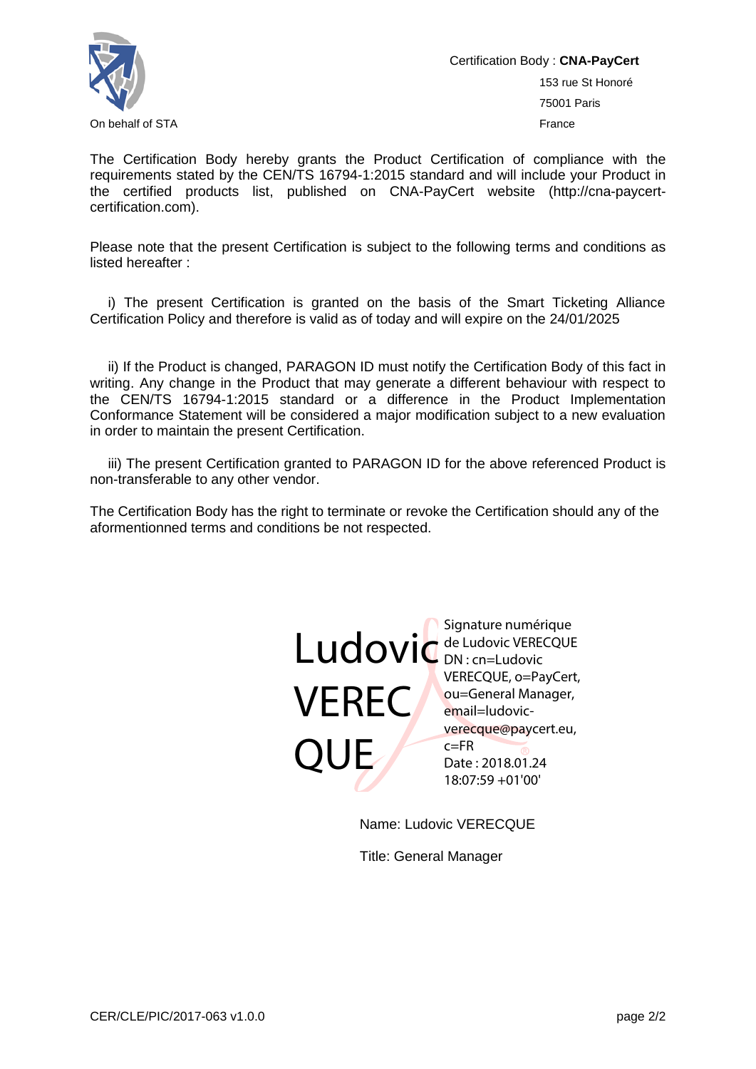On behalf of STA

Certification Body : **CNA-PayCert**

153 rue St Honoré

75001 Paris

France

The Certification Body hereby grants the Product Certification of compliance with the requirements stated by the CEN/TS 16794-1:2015 standard and will include your Product in the certified products list, published on CNA-PayCert website (http://cna-paycert-certification.com).

Please note that the present Certification is subject to the following terms and conditions as listed hereafter :

i) The present Certification is granted on the basis of the Smart Ticketing Alliance Certification Policy and therefore is valid as of today and will expire on the 24/01/2025

ii) If the Product is changed, PARAGON ID must notify the Certification Body of this fact in writing. Any change in the Product that may generate a different behaviour with respect to the CEN/TS 16794-1:2015 standard or a difference in the Product Implementation Conformance Statement will be considered a major modification subject to a new evaluation in order to maintain the present Certification.

iii) The present Certification granted to PARAGON ID for the above referenced Product is non-transferable to any other vendor.

The Certification Body has the right to terminate or revoke the Certification should any of the aformentionned terms and conditions be not respected.

Ludovic VERECQUE

Signature numérique de Ludovic VERECQUE
DN : cn=Ludovic VERECQUE, o=PayCert, ou=General Manager, email=ludovic-verecque@paycert.eu, c=FR
Date : 2018.01.24 18:07:59 +01'00'

Name: Ludovic VERECQUE

Title: General Manager

CER/CLE/PIC/2017-063 v1.0.0